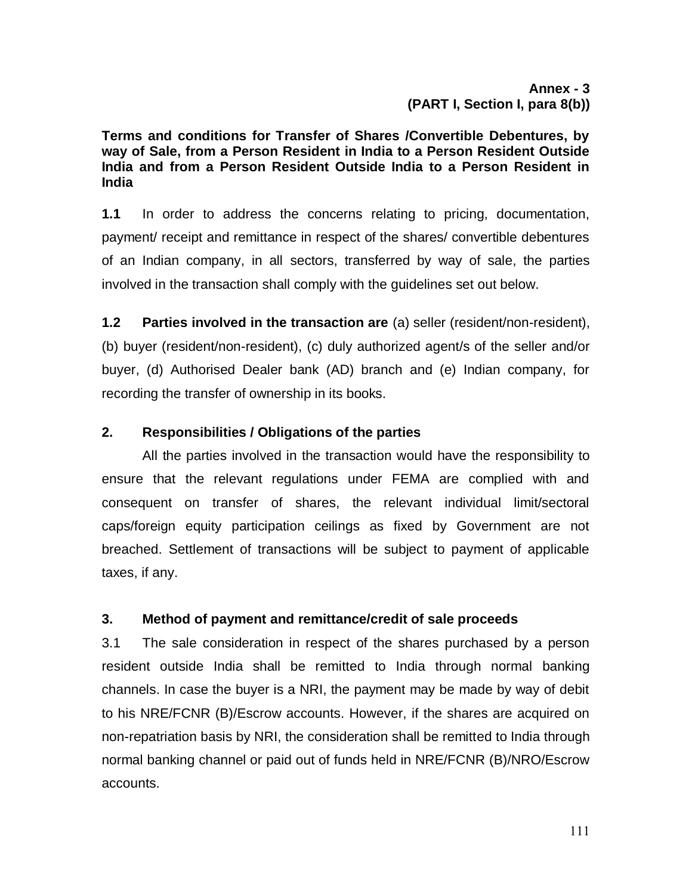**Annex - 3**
**(PART I, Section I, para 8(b))**

**Terms and conditions for Transfer of Shares /Convertible Debentures, by way of Sale, from a Person Resident in India to a Person Resident Outside India and from a Person Resident Outside India to a Person Resident in India**

**1.1** In order to address the concerns relating to pricing, documentation, payment/ receipt and remittance in respect of the shares/ convertible debentures of an Indian company, in all sectors, transferred by way of sale, the parties involved in the transaction shall comply with the guidelines set out below.

**1.2** **Parties involved in the transaction are** (a) seller (resident/non-resident), (b) buyer (resident/non-resident), (c) duly authorized agent/s of the seller and/or buyer, (d) Authorised Dealer bank (AD) branch and (e) Indian company, for recording the transfer of ownership in its books.

## 2. Responsibilities / Obligations of the parties

All the parties involved in the transaction would have the responsibility to ensure that the relevant regulations under FEMA are complied with and consequent on transfer of shares, the relevant individual limit/sectoral caps/foreign equity participation ceilings as fixed by Government are not breached. Settlement of transactions will be subject to payment of applicable taxes, if any.

## 3. Method of payment and remittance/credit of sale proceeds

3.1 The sale consideration in respect of the shares purchased by a person resident outside India shall be remitted to India through normal banking channels. In case the buyer is a NRI, the payment may be made by way of debit to his NRE/FCNR (B)/Escrow accounts. However, if the shares are acquired on non-repatriation basis by NRI, the consideration shall be remitted to India through normal banking channel or paid out of funds held in NRE/FCNR (B)/NRO/Escrow accounts.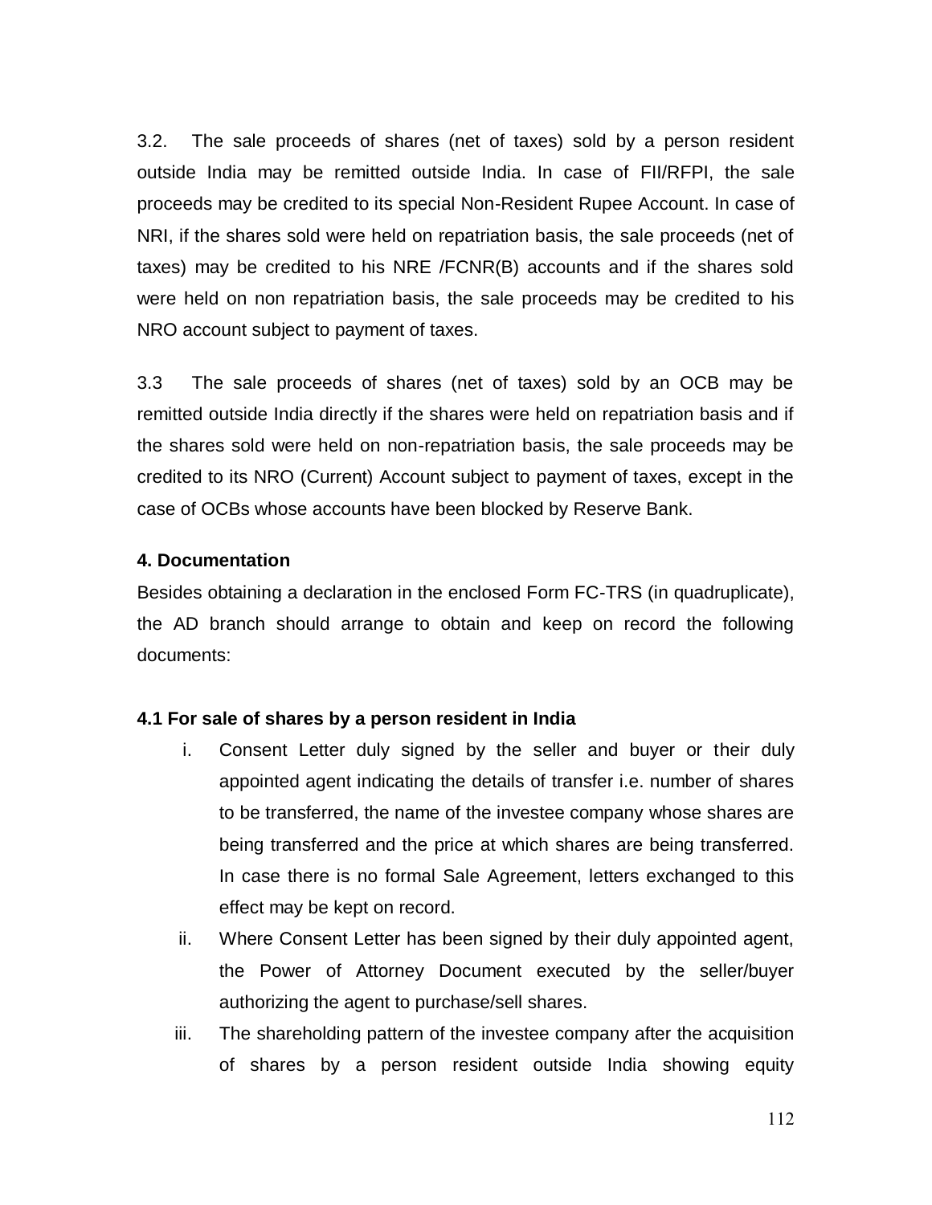3.2. The sale proceeds of shares (net of taxes) sold by a person resident outside India may be remitted outside India. In case of FII/RFPI, the sale proceeds may be credited to its special Non-Resident Rupee Account. In case of NRI, if the shares sold were held on repatriation basis, the sale proceeds (net of taxes) may be credited to his NRE /FCNR(B) accounts and if the shares sold were held on non repatriation basis, the sale proceeds may be credited to his NRO account subject to payment of taxes.

3.3 The sale proceeds of shares (net of taxes) sold by an OCB may be remitted outside India directly if the shares were held on repatriation basis and if the shares sold were held on non-repatriation basis, the sale proceeds may be credited to its NRO (Current) Account subject to payment of taxes, except in the case of OCBs whose accounts have been blocked by Reserve Bank.

**4. Documentation**

Besides obtaining a declaration in the enclosed Form FC-TRS (in quadruplicate), the AD branch should arrange to obtain and keep on record the following documents:

**4.1 For sale of shares by a person resident in India**

i. Consent Letter duly signed by the seller and buyer or their duly appointed agent indicating the details of transfer i.e. number of shares to be transferred, the name of the investee company whose shares are being transferred and the price at which shares are being transferred. In case there is no formal Sale Agreement, letters exchanged to this effect may be kept on record.

ii. Where Consent Letter has been signed by their duly appointed agent, the Power of Attorney Document executed by the seller/buyer authorizing the agent to purchase/sell shares.

iii. The shareholding pattern of the investee company after the acquisition of shares by a person resident outside India showing equity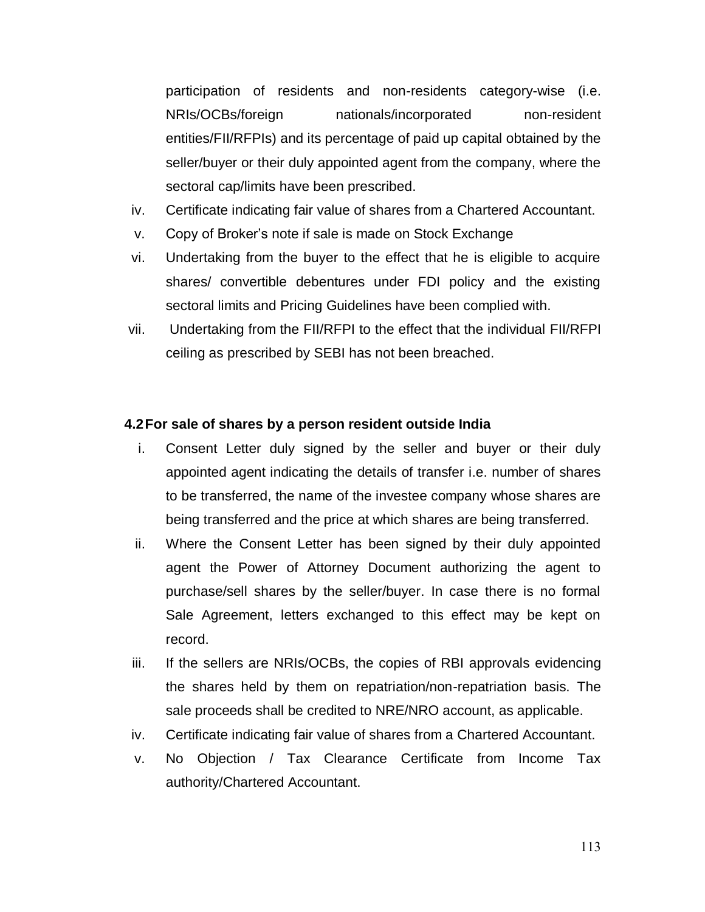participation of residents and non-residents category-wise (i.e. NRIs/OCBs/foreign nationals/incorporated non-resident entities/FII/RFPIs) and its percentage of paid up capital obtained by the seller/buyer or their duly appointed agent from the company, where the sectoral cap/limits have been prescribed.

iv. Certificate indicating fair value of shares from a Chartered Accountant.

v. Copy of Broker's note if sale is made on Stock Exchange

vi. Undertaking from the buyer to the effect that he is eligible to acquire shares/ convertible debentures under FDI policy and the existing sectoral limits and Pricing Guidelines have been complied with.

vii. Undertaking from the FII/RFPI to the effect that the individual FII/RFPI ceiling as prescribed by SEBI has not been breached.

**4.2 For sale of shares by a person resident outside India**

i. Consent Letter duly signed by the seller and buyer or their duly appointed agent indicating the details of transfer i.e. number of shares to be transferred, the name of the investee company whose shares are being transferred and the price at which shares are being transferred.

ii. Where the Consent Letter has been signed by their duly appointed agent the Power of Attorney Document authorizing the agent to purchase/sell shares by the seller/buyer. In case there is no formal Sale Agreement, letters exchanged to this effect may be kept on record.

iii. If the sellers are NRIs/OCBs, the copies of RBI approvals evidencing the shares held by them on repatriation/non-repatriation basis. The sale proceeds shall be credited to NRE/NRO account, as applicable.

iv. Certificate indicating fair value of shares from a Chartered Accountant.

v. No Objection / Tax Clearance Certificate from Income Tax authority/Chartered Accountant.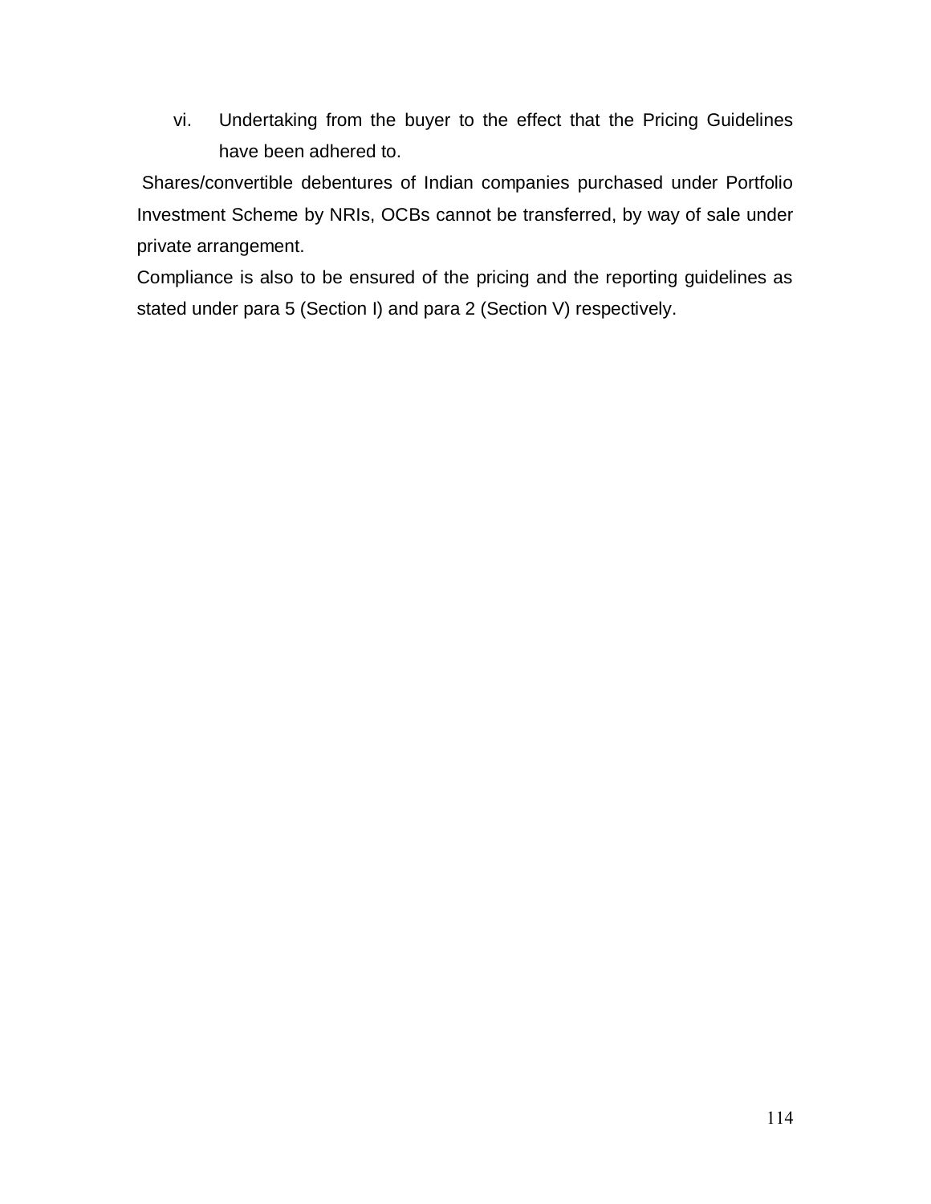vi. Undertaking from the buyer to the effect that the Pricing Guidelines have been adhered to.

Shares/convertible debentures of Indian companies purchased under Portfolio Investment Scheme by NRIs, OCBs cannot be transferred, by way of sale under private arrangement.

Compliance is also to be ensured of the pricing and the reporting guidelines as stated under para 5 (Section I) and para 2 (Section V) respectively.